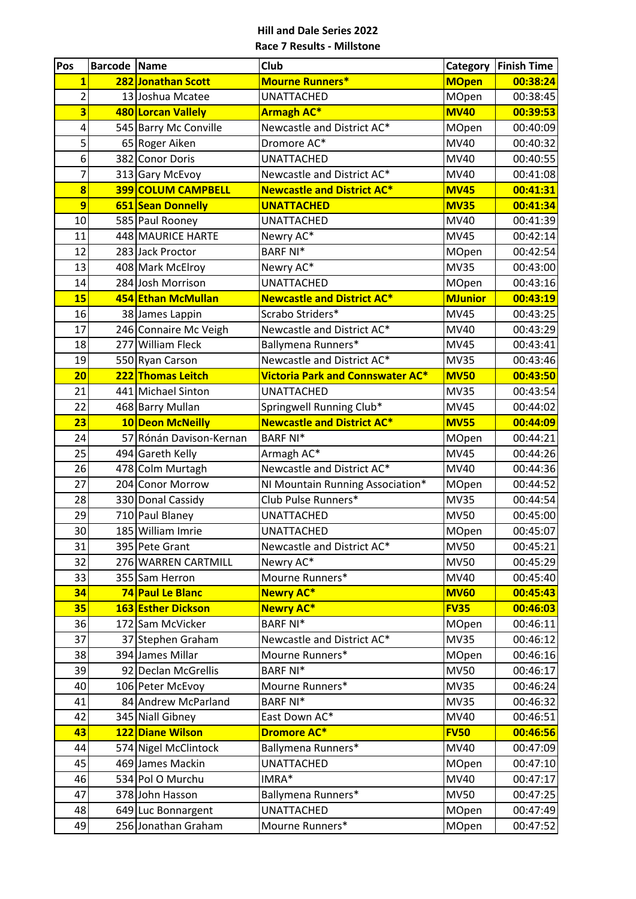**Hill and Dale Series 2022**

**Race 7 Results - Millstone**

| Pos | Barcode | Name | Club | Category | Finish Time |
|---|---|---|---|---|---|
| **1** | **282** | **Jonathan Scott** | **Mourne Runners*** | **MOpen** | **00:38:24** |
| 2 | 13 | Joshua Mcatee | UNATTACHED | MOpen | 00:38:45 |
| **3** | **480** | **Lorcan Vallely** | **Armagh AC*** | **MV40** | **00:39:53** |
| 4 | 545 | Barry Mc Conville | Newcastle and District AC* | MOpen | 00:40:09 |
| 5 | 65 | Roger Aiken | Dromore AC* | MV40 | 00:40:32 |
| 6 | 382 | Conor Doris | UNATTACHED | MV40 | 00:40:55 |
| 7 | 313 | Gary McEvoy | Newcastle and District AC* | MV40 | 00:41:08 |
| **8** | **399** | **COLUM CAMPBELL** | **Newcastle and District AC*** | **MV45** | **00:41:31** |
| **9** | **651** | **Sean Donnelly** | **UNATTACHED** | **MV35** | **00:41:34** |
| 10 | 585 | Paul Rooney | UNATTACHED | MV40 | 00:41:39 |
| 11 | 448 | MAURICE HARTE | Newry AC* | MV45 | 00:42:14 |
| 12 | 283 | Jack Proctor | BARF NI* | MOpen | 00:42:54 |
| 13 | 408 | Mark McElroy | Newry AC* | MV35 | 00:43:00 |
| 14 | 284 | Josh Morrison | UNATTACHED | MOpen | 00:43:16 |
| **15** | **454** | **Ethan McMullan** | **Newcastle and District AC*** | **MJunior** | **00:43:19** |
| 16 | 38 | James Lappin | Scrabo Striders* | MV45 | 00:43:25 |
| 17 | 246 | Connaire Mc Veigh | Newcastle and District AC* | MV40 | 00:43:29 |
| 18 | 277 | William Fleck | Ballymena Runners* | MV45 | 00:43:41 |
| 19 | 550 | Ryan Carson | Newcastle and District AC* | MV35 | 00:43:46 |
| **20** | **222** | **Thomas Leitch** | **Victoria Park and Connswater AC*** | **MV50** | **00:43:50** |
| 21 | 441 | Michael Sinton | UNATTACHED | MV35 | 00:43:54 |
| 22 | 468 | Barry Mullan | Springwell Running Club* | MV45 | 00:44:02 |
| **23** | **10** | **Deon McNeilly** | **Newcastle and District AC*** | **MV55** | **00:44:09** |
| 24 | 57 | Rónán Davison-Kernan | BARF NI* | MOpen | 00:44:21 |
| 25 | 494 | Gareth Kelly | Armagh AC* | MV45 | 00:44:26 |
| 26 | 478 | Colm Murtagh | Newcastle and District AC* | MV40 | 00:44:36 |
| 27 | 204 | Conor Morrow | NI Mountain Running Association* | MOpen | 00:44:52 |
| 28 | 330 | Donal Cassidy | Club Pulse Runners* | MV35 | 00:44:54 |
| 29 | 710 | Paul Blaney | UNATTACHED | MV50 | 00:45:00 |
| 30 | 185 | William Imrie | UNATTACHED | MOpen | 00:45:07 |
| 31 | 395 | Pete Grant | Newcastle and District AC* | MV50 | 00:45:21 |
| 32 | 276 | WARREN CARTMILL | Newry AC* | MV50 | 00:45:29 |
| 33 | 355 | Sam Herron | Mourne Runners* | MV40 | 00:45:40 |
| **34** | **74** | **Paul Le Blanc** | **Newry AC*** | **MV60** | **00:45:43** |
| **35** | **163** | **Esther Dickson** | **Newry AC*** | **FV35** | **00:46:03** |
| 36 | 172 | Sam McVicker | BARF NI* | MOpen | 00:46:11 |
| 37 | 37 | Stephen Graham | Newcastle and District AC* | MV35 | 00:46:12 |
| 38 | 394 | James Millar | Mourne Runners* | MOpen | 00:46:16 |
| 39 | 92 | Declan McGrellis | BARF NI* | MV50 | 00:46:17 |
| 40 | 106 | Peter McEvoy | Mourne Runners* | MV35 | 00:46:24 |
| 41 | 84 | Andrew McParland | BARF NI* | MV35 | 00:46:32 |
| 42 | 345 | Niall Gibney | East Down AC* | MV40 | 00:46:51 |
| **43** | **122** | **Diane Wilson** | **Dromore AC*** | **FV50** | **00:46:56** |
| 44 | 574 | Nigel McClintock | Ballymena Runners* | MV40 | 00:47:09 |
| 45 | 469 | James Mackin | UNATTACHED | MOpen | 00:47:10 |
| 46 | 534 | Pol O Murchu | IMRA* | MV40 | 00:47:17 |
| 47 | 378 | John Hasson | Ballymena Runners* | MV50 | 00:47:25 |
| 48 | 649 | Luc Bonnargent | UNATTACHED | MOpen | 00:47:49 |
| 49 | 256 | Jonathan Graham | Mourne Runners* | MOpen | 00:47:52 |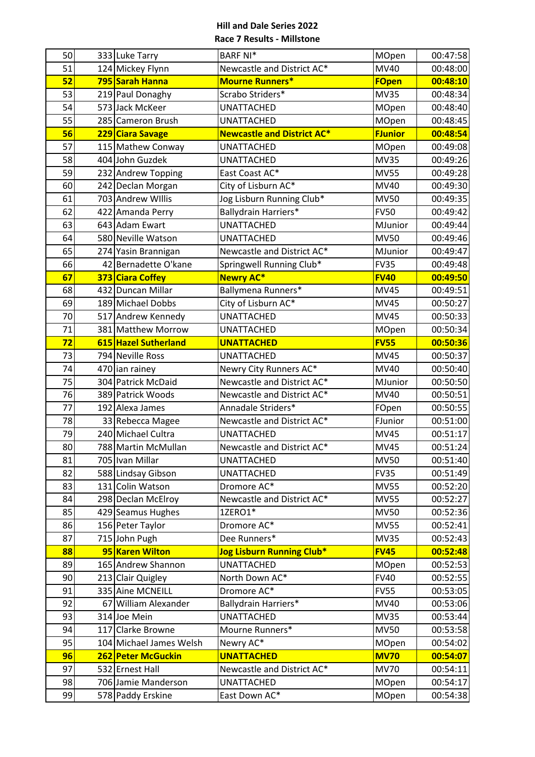**Hill and Dale Series 2022**

**Race 7 Results - Millstone**

| | | | | | |
|---|---|---|---|---|---|
| 50 | 333 | Luke Tarry | BARF NI* | MOpen | 00:47:58 |
| 51 | 124 | Mickey Flynn | Newcastle and District AC* | MV40 | 00:48:00 |
| **52** | **795** | **Sarah Hanna** | **Mourne Runners*** | **FOpen** | **00:48:10** |
| 53 | 219 | Paul Donaghy | Scrabo Striders* | MV35 | 00:48:34 |
| 54 | 573 | Jack McKeer | UNATTACHED | MOpen | 00:48:40 |
| 55 | 285 | Cameron Brush | UNATTACHED | MOpen | 00:48:45 |
| **56** | **229** | **Ciara Savage** | **Newcastle and District AC*** | **FJunior** | **00:48:54** |
| 57 | 115 | Mathew Conway | UNATTACHED | MOpen | 00:49:08 |
| 58 | 404 | John Guzdek | UNATTACHED | MV35 | 00:49:26 |
| 59 | 232 | Andrew Topping | East Coast AC* | MV55 | 00:49:28 |
| 60 | 242 | Declan Morgan | City of Lisburn AC* | MV40 | 00:49:30 |
| 61 | 703 | Andrew WIllis | Jog Lisburn Running Club* | MV50 | 00:49:35 |
| 62 | 422 | Amanda Perry | Ballydrain Harriers* | FV50 | 00:49:42 |
| 63 | 643 | Adam Ewart | UNATTACHED | MJunior | 00:49:44 |
| 64 | 580 | Neville Watson | UNATTACHED | MV50 | 00:49:46 |
| 65 | 274 | Yasin Brannigan | Newcastle and District AC* | MJunior | 00:49:47 |
| 66 | 42 | Bernadette O'kane | Springwell Running Club* | FV35 | 00:49:48 |
| **67** | **373** | **Ciara Coffey** | **Newry AC*** | **FV40** | **00:49:50** |
| 68 | 432 | Duncan Millar | Ballymena Runners* | MV45 | 00:49:51 |
| 69 | 189 | Michael Dobbs | City of Lisburn AC* | MV45 | 00:50:27 |
| 70 | 517 | Andrew Kennedy | UNATTACHED | MV45 | 00:50:33 |
| 71 | 381 | Matthew Morrow | UNATTACHED | MOpen | 00:50:34 |
| **72** | **615** | **Hazel Sutherland** | **UNATTACHED** | **FV55** | **00:50:36** |
| 73 | 794 | Neville Ross | UNATTACHED | MV45 | 00:50:37 |
| 74 | 470 | ian rainey | Newry City Runners AC* | MV40 | 00:50:40 |
| 75 | 304 | Patrick McDaid | Newcastle and District AC* | MJunior | 00:50:50 |
| 76 | 389 | Patrick Woods | Newcastle and District AC* | MV40 | 00:50:51 |
| 77 | 192 | Alexa James | Annadale Striders* | FOpen | 00:50:55 |
| 78 | 33 | Rebecca Magee | Newcastle and District AC* | FJunior | 00:51:00 |
| 79 | 240 | Michael Cultra | UNATTACHED | MV45 | 00:51:17 |
| 80 | 788 | Martin McMullan | Newcastle and District AC* | MV45 | 00:51:24 |
| 81 | 705 | Ivan Millar | UNATTACHED | MV50 | 00:51:40 |
| 82 | 588 | Lindsay Gibson | UNATTACHED | FV35 | 00:51:49 |
| 83 | 131 | Colin Watson | Dromore AC* | MV55 | 00:52:20 |
| 84 | 298 | Declan McElroy | Newcastle and District AC* | MV55 | 00:52:27 |
| 85 | 429 | Seamus Hughes | 1ZERO1* | MV50 | 00:52:36 |
| 86 | 156 | Peter Taylor | Dromore AC* | MV55 | 00:52:41 |
| 87 | 715 | John Pugh | Dee Runners* | MV35 | 00:52:43 |
| **88** | **95** | **Karen Wilton** | **Jog Lisburn Running Club*** | **FV45** | **00:52:48** |
| 89 | 165 | Andrew Shannon | UNATTACHED | MOpen | 00:52:53 |
| 90 | 213 | Clair Quigley | North Down AC* | FV40 | 00:52:55 |
| 91 | 335 | Aine MCNEILL | Dromore AC* | FV55 | 00:53:05 |
| 92 | 67 | William Alexander | Ballydrain Harriers* | MV40 | 00:53:06 |
| 93 | 314 | Joe Mein | UNATTACHED | MV35 | 00:53:44 |
| 94 | 117 | Clarke Browne | Mourne Runners* | MV50 | 00:53:58 |
| 95 | 104 | Michael James Welsh | Newry AC* | MOpen | 00:54:02 |
| **96** | **262** | **Peter McGuckin** | **UNATTACHED** | **MV70** | **00:54:07** |
| 97 | 532 | Ernest Hall | Newcastle and District AC* | MV70 | 00:54:11 |
| 98 | 706 | Jamie Manderson | UNATTACHED | MOpen | 00:54:17 |
| 99 | 578 | Paddy Erskine | East Down AC* | MOpen | 00:54:38 |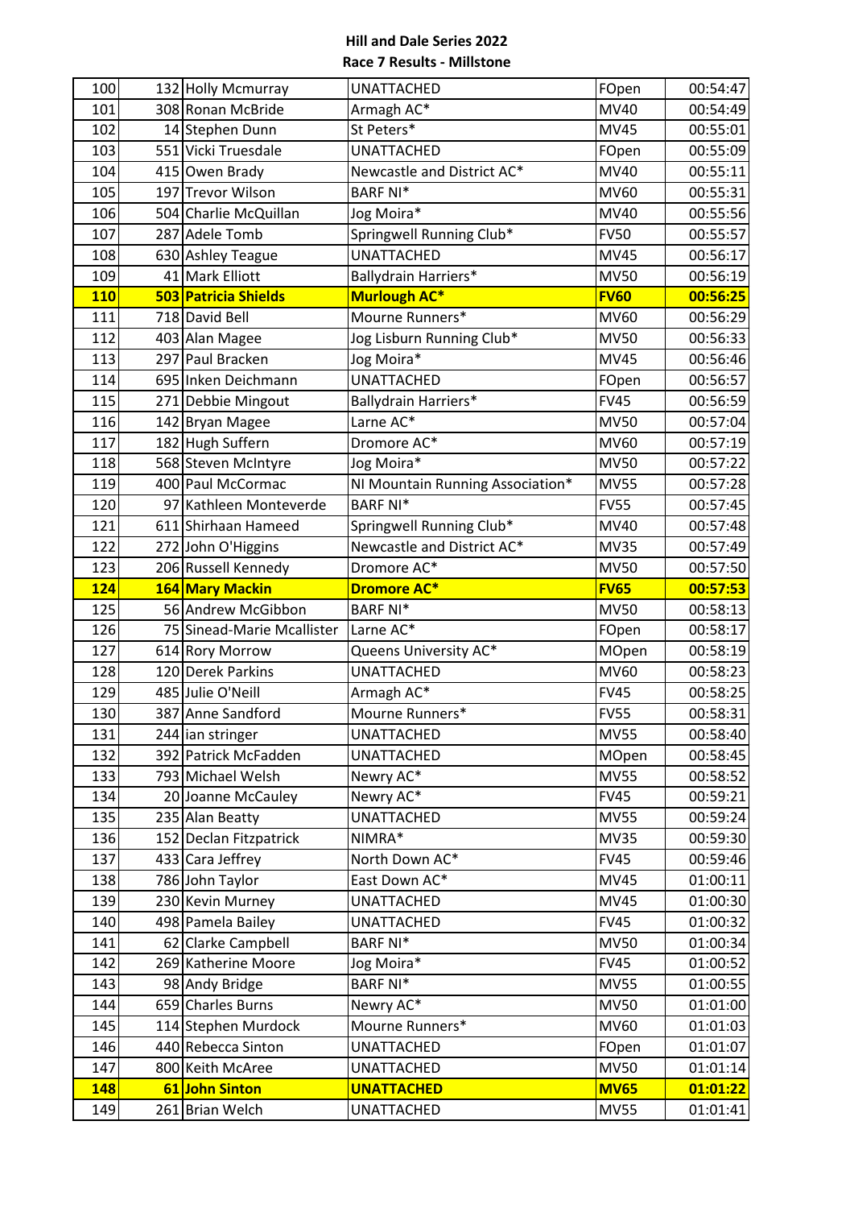# Hill and Dale Series 2022

## Race 7 Results - Millstone

| | | | | | |
|---|---|---|---|---|---|
| 100 | 132 | Holly Mcmurray | UNATTACHED | FOpen | 00:54:47 |
| 101 | 308 | Ronan McBride | Armagh AC* | MV40 | 00:54:49 |
| 102 | 14 | Stephen Dunn | St Peters* | MV45 | 00:55:01 |
| 103 | 551 | Vicki Truesdale | UNATTACHED | FOpen | 00:55:09 |
| 104 | 415 | Owen Brady | Newcastle and District AC* | MV40 | 00:55:11 |
| 105 | 197 | Trevor Wilson | BARF NI* | MV60 | 00:55:31 |
| 106 | 504 | Charlie McQuillan | Jog Moira* | MV40 | 00:55:56 |
| 107 | 287 | Adele Tomb | Springwell Running Club* | FV50 | 00:55:57 |
| 108 | 630 | Ashley Teague | UNATTACHED | MV45 | 00:56:17 |
| 109 | 41 | Mark Elliott | Ballydrain Harriers* | MV50 | 00:56:19 |
| **110** | **503** | **Patricia Shields** | **Murlough AC*** | **FV60** | **00:56:25** |
| 111 | 718 | David Bell | Mourne Runners* | MV60 | 00:56:29 |
| 112 | 403 | Alan Magee | Jog Lisburn Running Club* | MV50 | 00:56:33 |
| 113 | 297 | Paul Bracken | Jog Moira* | MV45 | 00:56:46 |
| 114 | 695 | Inken Deichmann | UNATTACHED | FOpen | 00:56:57 |
| 115 | 271 | Debbie Mingout | Ballydrain Harriers* | FV45 | 00:56:59 |
| 116 | 142 | Bryan Magee | Larne AC* | MV50 | 00:57:04 |
| 117 | 182 | Hugh Suffern | Dromore AC* | MV60 | 00:57:19 |
| 118 | 568 | Steven McIntyre | Jog Moira* | MV50 | 00:57:22 |
| 119 | 400 | Paul McCormac | NI Mountain Running Association* | MV55 | 00:57:28 |
| 120 | 97 | Kathleen Monteverde | BARF NI* | FV55 | 00:57:45 |
| 121 | 611 | Shirhaan Hameed | Springwell Running Club* | MV40 | 00:57:48 |
| 122 | 272 | John O'Higgins | Newcastle and District AC* | MV35 | 00:57:49 |
| 123 | 206 | Russell Kennedy | Dromore AC* | MV50 | 00:57:50 |
| **124** | **164** | **Mary Mackin** | **Dromore AC*** | **FV65** | **00:57:53** |
| 125 | 56 | Andrew McGibbon | BARF NI* | MV50 | 00:58:13 |
| 126 | 75 | Sinead-Marie Mcallister | Larne AC* | FOpen | 00:58:17 |
| 127 | 614 | Rory Morrow | Queens University AC* | MOpen | 00:58:19 |
| 128 | 120 | Derek Parkins | UNATTACHED | MV60 | 00:58:23 |
| 129 | 485 | Julie O'Neill | Armagh AC* | FV45 | 00:58:25 |
| 130 | 387 | Anne Sandford | Mourne Runners* | FV55 | 00:58:31 |
| 131 | 244 | ian stringer | UNATTACHED | MV55 | 00:58:40 |
| 132 | 392 | Patrick McFadden | UNATTACHED | MOpen | 00:58:45 |
| 133 | 793 | Michael Welsh | Newry AC* | MV55 | 00:58:52 |
| 134 | 20 | Joanne McCauley | Newry AC* | FV45 | 00:59:21 |
| 135 | 235 | Alan Beatty | UNATTACHED | MV55 | 00:59:24 |
| 136 | 152 | Declan Fitzpatrick | NIMRA* | MV35 | 00:59:30 |
| 137 | 433 | Cara Jeffrey | North Down AC* | FV45 | 00:59:46 |
| 138 | 786 | John Taylor | East Down AC* | MV45 | 01:00:11 |
| 139 | 230 | Kevin Murney | UNATTACHED | MV45 | 01:00:30 |
| 140 | 498 | Pamela Bailey | UNATTACHED | FV45 | 01:00:32 |
| 141 | 62 | Clarke Campbell | BARF NI* | MV50 | 01:00:34 |
| 142 | 269 | Katherine Moore | Jog Moira* | FV45 | 01:00:52 |
| 143 | 98 | Andy Bridge | BARF NI* | MV55 | 01:00:55 |
| 144 | 659 | Charles Burns | Newry AC* | MV50 | 01:01:00 |
| 145 | 114 | Stephen Murdock | Mourne Runners* | MV60 | 01:01:03 |
| 146 | 440 | Rebecca Sinton | UNATTACHED | FOpen | 01:01:07 |
| 147 | 800 | Keith McAree | UNATTACHED | MV50 | 01:01:14 |
| **148** | **61** | **John Sinton** | **UNATTACHED** | **MV65** | **01:01:22** |
| 149 | 261 | Brian Welch | UNATTACHED | MV55 | 01:01:41 |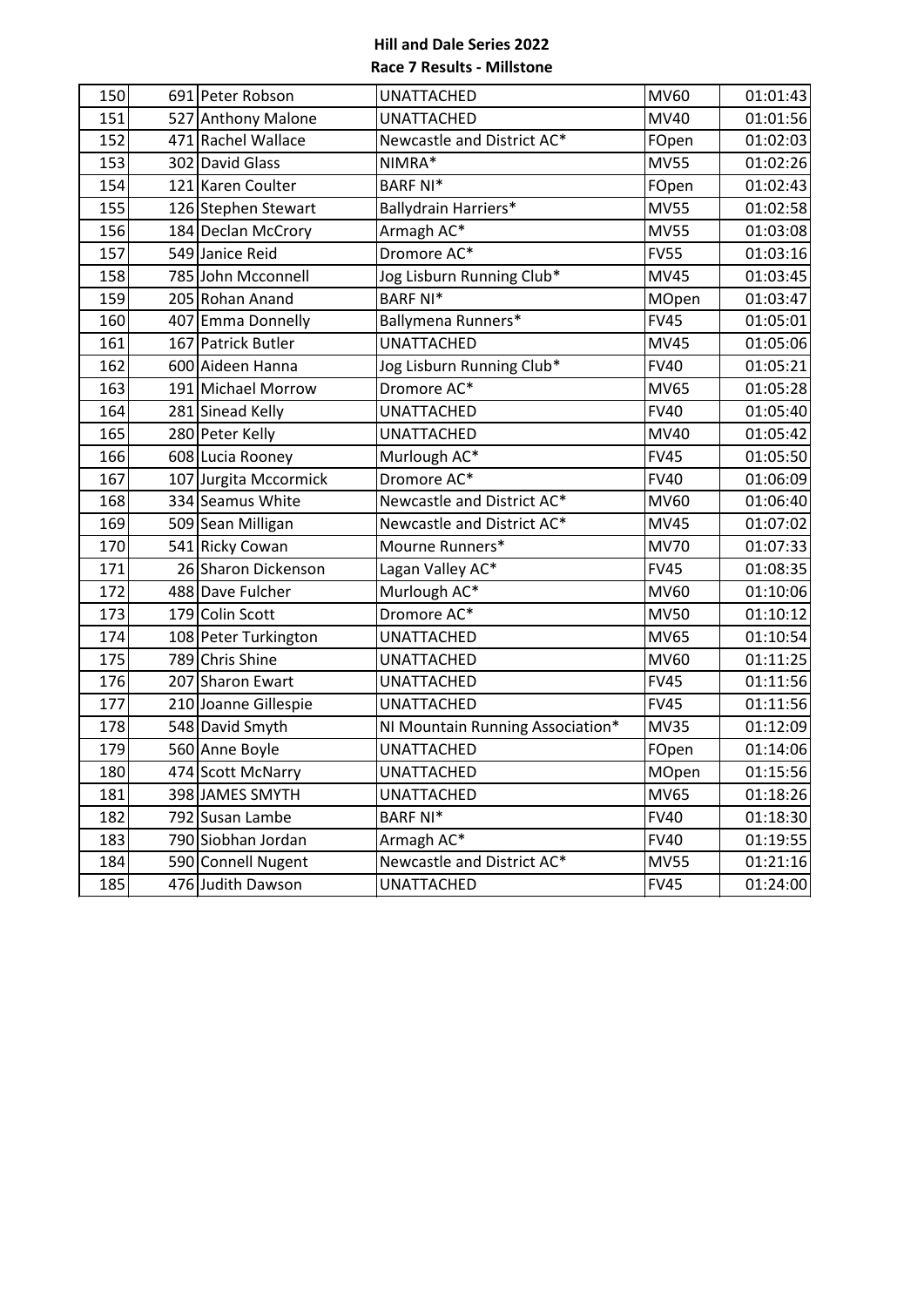**Hill and Dale Series 2022**

**Race 7 Results - Millstone**

| | | | | | |
|---|---|---|---|---|---|
| 150 | 691 | Peter Robson | UNATTACHED | MV60 | 01:01:43 |
| 151 | 527 | Anthony Malone | UNATTACHED | MV40 | 01:01:56 |
| 152 | 471 | Rachel Wallace | Newcastle and District AC* | FOpen | 01:02:03 |
| 153 | 302 | David Glass | NIMRA* | MV55 | 01:02:26 |
| 154 | 121 | Karen Coulter | BARF NI* | FOpen | 01:02:43 |
| 155 | 126 | Stephen Stewart | Ballydrain Harriers* | MV55 | 01:02:58 |
| 156 | 184 | Declan McCrory | Armagh AC* | MV55 | 01:03:08 |
| 157 | 549 | Janice Reid | Dromore AC* | FV55 | 01:03:16 |
| 158 | 785 | John Mcconnell | Jog Lisburn Running Club* | MV45 | 01:03:45 |
| 159 | 205 | Rohan Anand | BARF NI* | MOpen | 01:03:47 |
| 160 | 407 | Emma Donnelly | Ballymena Runners* | FV45 | 01:05:01 |
| 161 | 167 | Patrick Butler | UNATTACHED | MV45 | 01:05:06 |
| 162 | 600 | Aideen Hanna | Jog Lisburn Running Club* | FV40 | 01:05:21 |
| 163 | 191 | Michael Morrow | Dromore AC* | MV65 | 01:05:28 |
| 164 | 281 | Sinead Kelly | UNATTACHED | FV40 | 01:05:40 |
| 165 | 280 | Peter Kelly | UNATTACHED | MV40 | 01:05:42 |
| 166 | 608 | Lucia Rooney | Murlough AC* | FV45 | 01:05:50 |
| 167 | 107 | Jurgita Mccormick | Dromore AC* | FV40 | 01:06:09 |
| 168 | 334 | Seamus White | Newcastle and District AC* | MV60 | 01:06:40 |
| 169 | 509 | Sean Milligan | Newcastle and District AC* | MV45 | 01:07:02 |
| 170 | 541 | Ricky Cowan | Mourne Runners* | MV70 | 01:07:33 |
| 171 | 26 | Sharon Dickenson | Lagan Valley AC* | FV45 | 01:08:35 |
| 172 | 488 | Dave Fulcher | Murlough AC* | MV60 | 01:10:06 |
| 173 | 179 | Colin Scott | Dromore AC* | MV50 | 01:10:12 |
| 174 | 108 | Peter Turkington | UNATTACHED | MV65 | 01:10:54 |
| 175 | 789 | Chris Shine | UNATTACHED | MV60 | 01:11:25 |
| 176 | 207 | Sharon Ewart | UNATTACHED | FV45 | 01:11:56 |
| 177 | 210 | Joanne Gillespie | UNATTACHED | FV45 | 01:11:56 |
| 178 | 548 | David Smyth | NI Mountain Running Association* | MV35 | 01:12:09 |
| 179 | 560 | Anne Boyle | UNATTACHED | FOpen | 01:14:06 |
| 180 | 474 | Scott McNarry | UNATTACHED | MOpen | 01:15:56 |
| 181 | 398 | JAMES SMYTH | UNATTACHED | MV65 | 01:18:26 |
| 182 | 792 | Susan Lambe | BARF NI* | FV40 | 01:18:30 |
| 183 | 790 | Siobhan Jordan | Armagh AC* | FV40 | 01:19:55 |
| 184 | 590 | Connell Nugent | Newcastle and District AC* | MV55 | 01:21:16 |
| 185 | 476 | Judith Dawson | UNATTACHED | FV45 | 01:24:00 |